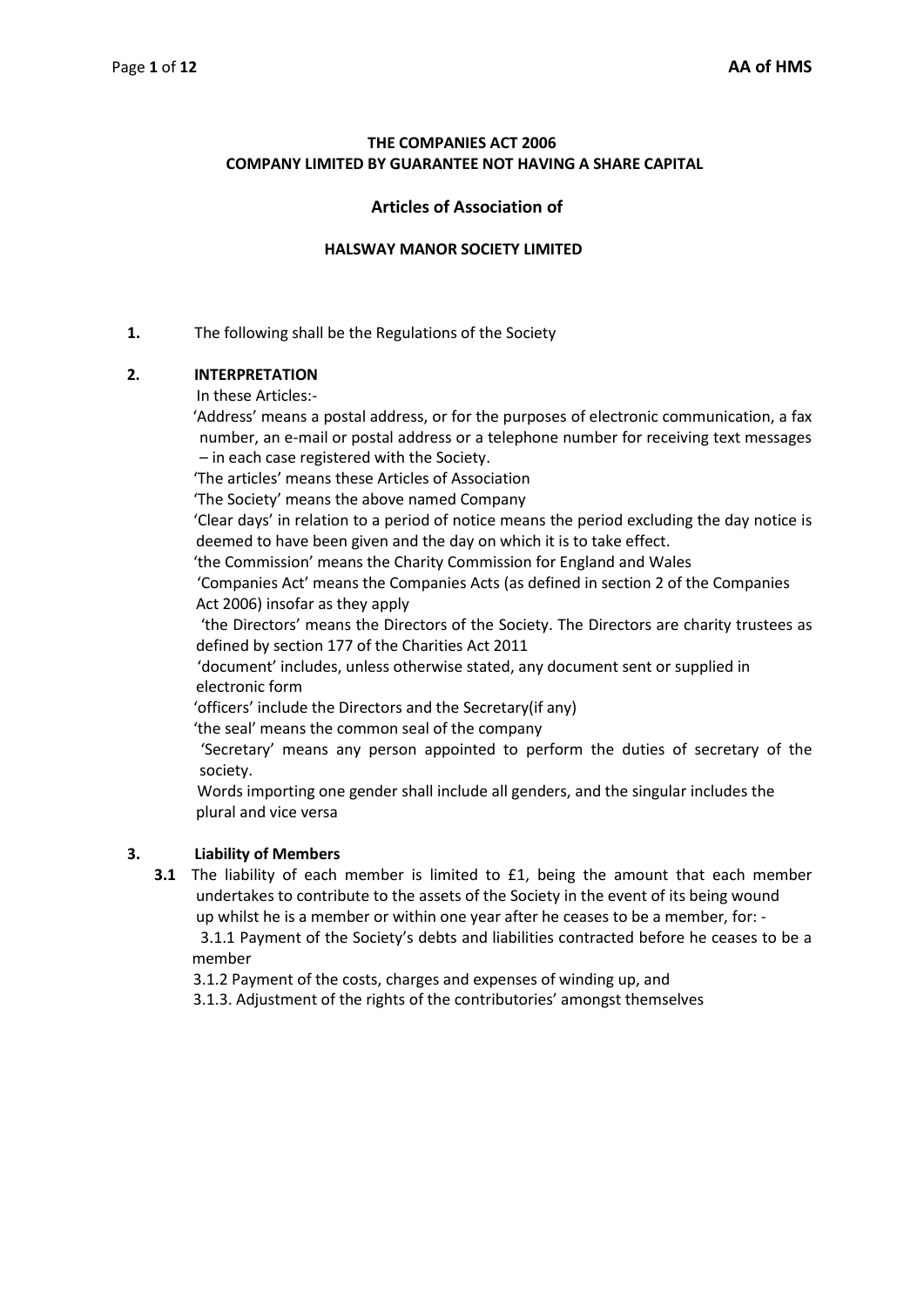**THE COMPANIES ACT 2006**
**COMPANY LIMITED BY GUARANTEE NOT HAVING A SHARE CAPITAL**

## Articles of Association of

### HALSWAY MANOR SOCIETY LIMITED

**1.** The following shall be the Regulations of the Society

**2. INTERPRETATION**

In these Articles:-

'Address' means a postal address, or for the purposes of electronic communication, a fax number, an e-mail or postal address or a telephone number for receiving text messages – in each case registered with the Society.

'The articles' means these Articles of Association

'The Society' means the above named Company

'Clear days' in relation to a period of notice means the period excluding the day notice is deemed to have been given and the day on which it is to take effect.

'the Commission' means the Charity Commission for England and Wales

'Companies Act' means the Companies Acts (as defined in section 2 of the Companies Act 2006) insofar as they apply

'the Directors' means the Directors of the Society. The Directors are charity trustees as defined by section 177 of the Charities Act 2011

'document' includes, unless otherwise stated, any document sent or supplied in electronic form

'officers' include the Directors and the Secretary(if any)

'the seal' means the common seal of the company

'Secretary' means any person appointed to perform the duties of secretary of the society.

Words importing one gender shall include all genders, and the singular includes the plural and vice versa

**3. Liability of Members**

**3.1** The liability of each member is limited to £1, being the amount that each member undertakes to contribute to the assets of the Society in the event of its being wound up whilst he is a member or within one year after he ceases to be a member, for: -

3.1.1 Payment of the Society's debts and liabilities contracted before he ceases to be a member

3.1.2 Payment of the costs, charges and expenses of winding up, and

3.1.3. Adjustment of the rights of the contributories' amongst themselves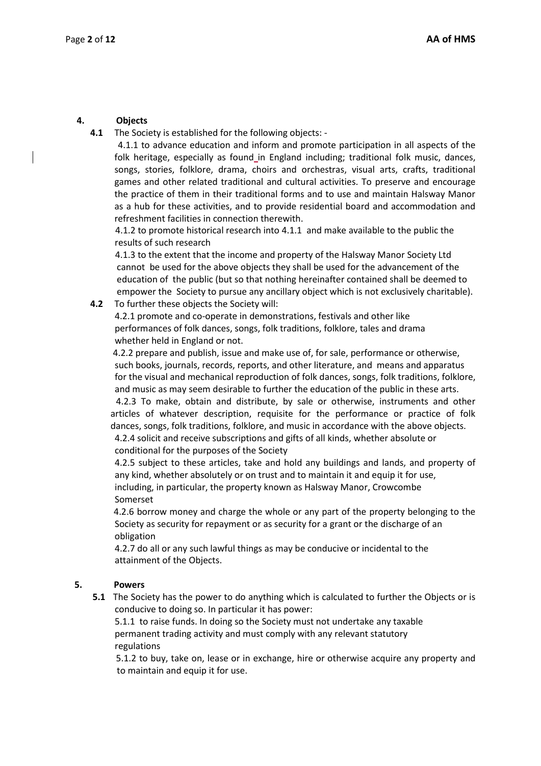## 4. Objects

**4.1** The Society is established for the following objects: -

4.1.1 to advance education and inform and promote participation in all aspects of the folk heritage, especially as found in England including; traditional folk music, dances, songs, stories, folklore, drama, choirs and orchestras, visual arts, crafts, traditional games and other related traditional and cultural activities. To preserve and encourage the practice of them in their traditional forms and to use and maintain Halsway Manor as a hub for these activities, and to provide residential board and accommodation and refreshment facilities in connection therewith.

4.1.2 to promote historical research into 4.1.1 and make available to the public the results of such research

4.1.3 to the extent that the income and property of the Halsway Manor Society Ltd cannot be used for the above objects they shall be used for the advancement of the education of the public (but so that nothing hereinafter contained shall be deemed to empower the Society to pursue any ancillary object which is not exclusively charitable).

**4.2** To further these objects the Society will:

4.2.1 promote and co-operate in demonstrations, festivals and other like performances of folk dances, songs, folk traditions, folklore, tales and drama whether held in England or not.

4.2.2 prepare and publish, issue and make use of, for sale, performance or otherwise, such books, journals, records, reports, and other literature, and means and apparatus for the visual and mechanical reproduction of folk dances, songs, folk traditions, folklore, and music as may seem desirable to further the education of the public in these arts.

4.2.3 To make, obtain and distribute, by sale or otherwise, instruments and other articles of whatever description, requisite for the performance or practice of folk dances, songs, folk traditions, folklore, and music in accordance with the above objects.

4.2.4 solicit and receive subscriptions and gifts of all kinds, whether absolute or conditional for the purposes of the Society

4.2.5 subject to these articles, take and hold any buildings and lands, and property of any kind, whether absolutely or on trust and to maintain it and equip it for use, including, in particular, the property known as Halsway Manor, Crowcombe Somerset

4.2.6 borrow money and charge the whole or any part of the property belonging to the Society as security for repayment or as security for a grant or the discharge of an obligation

4.2.7 do all or any such lawful things as may be conducive or incidental to the attainment of the Objects.

## 5. Powers

**5.1** The Society has the power to do anything which is calculated to further the Objects or is conducive to doing so. In particular it has power:

5.1.1 to raise funds. In doing so the Society must not undertake any taxable permanent trading activity and must comply with any relevant statutory regulations

5.1.2 to buy, take on, lease or in exchange, hire or otherwise acquire any property and to maintain and equip it for use.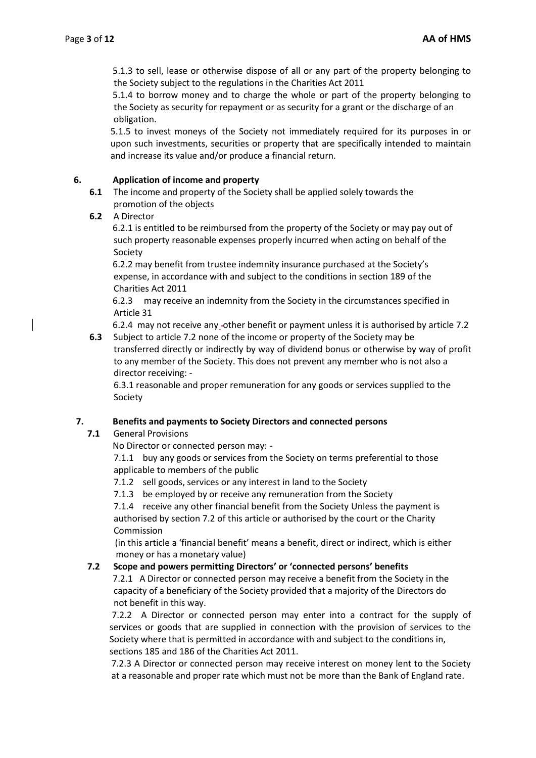5.1.3 to sell, lease or otherwise dispose of all or any part of the property belonging to the Society subject to the regulations in the Charities Act 2011

5.1.4 to borrow money and to charge the whole or part of the property belonging to the Society as security for repayment or as security for a grant or the discharge of an obligation.

5.1.5 to invest moneys of the Society not immediately required for its purposes in or upon such investments, securities or property that are specifically intended to maintain and increase its value and/or produce a financial return.

## 6. Application of income and property

**6.1** The income and property of the Society shall be applied solely towards the promotion of the objects

**6.2** A Director

6.2.1 is entitled to be reimbursed from the property of the Society or may pay out of such property reasonable expenses properly incurred when acting on behalf of the Society

6.2.2 may benefit from trustee indemnity insurance purchased at the Society's expense, in accordance with and subject to the conditions in section 189 of the Charities Act 2011

6.2.3 may receive an indemnity from the Society in the circumstances specified in Article 31

6.2.4 may not receive any other benefit or payment unless it is authorised by article 7.2

**6.3** Subject to article 7.2 none of the income or property of the Society may be transferred directly or indirectly by way of dividend bonus or otherwise by way of profit to any member of the Society. This does not prevent any member who is not also a director receiving: -

6.3.1 reasonable and proper remuneration for any goods or services supplied to the Society

## 7. Benefits and payments to Society Directors and connected persons

**7.1** General Provisions

No Director or connected person may: -

7.1.1 buy any goods or services from the Society on terms preferential to those applicable to members of the public

7.1.2 sell goods, services or any interest in land to the Society

7.1.3 be employed by or receive any remuneration from the Society

7.1.4 receive any other financial benefit from the Society Unless the payment is authorised by section 7.2 of this article or authorised by the court or the Charity Commission

(in this article a 'financial benefit' means a benefit, direct or indirect, which is either money or has a monetary value)

**7.2 Scope and powers permitting Directors' or 'connected persons' benefits**

7.2.1 A Director or connected person may receive a benefit from the Society in the capacity of a beneficiary of the Society provided that a majority of the Directors do not benefit in this way.

7.2.2 A Director or connected person may enter into a contract for the supply of services or goods that are supplied in connection with the provision of services to the Society where that is permitted in accordance with and subject to the conditions in, sections 185 and 186 of the Charities Act 2011.

7.2.3 A Director or connected person may receive interest on money lent to the Society at a reasonable and proper rate which must not be more than the Bank of England rate.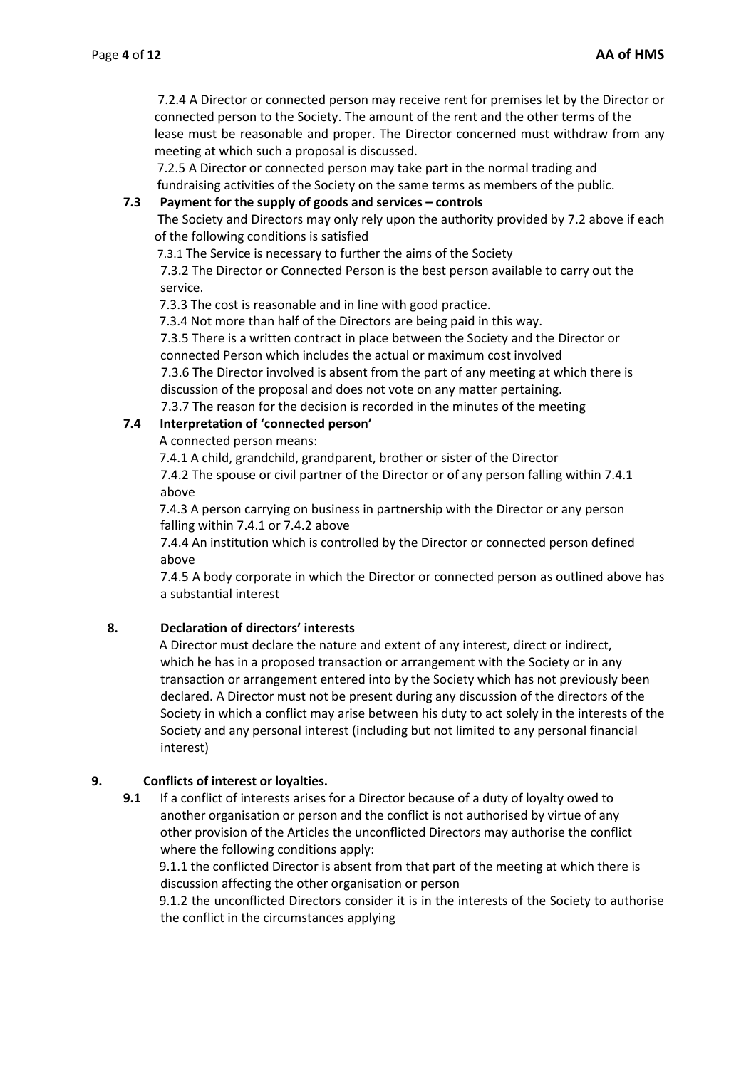7.2.4 A Director or connected person may receive rent for premises let by the Director or connected person to the Society. The amount of the rent and the other terms of the lease must be reasonable and proper. The Director concerned must withdraw from any meeting at which such a proposal is discussed.

7.2.5 A Director or connected person may take part in the normal trading and fundraising activities of the Society on the same terms as members of the public.

**7.3 Payment for the supply of goods and services – controls**

The Society and Directors may only rely upon the authority provided by 7.2 above if each of the following conditions is satisfied

7.3.1 The Service is necessary to further the aims of the Society

7.3.2 The Director or Connected Person is the best person available to carry out the service.

7.3.3 The cost is reasonable and in line with good practice.

7.3.4 Not more than half of the Directors are being paid in this way.

7.3.5 There is a written contract in place between the Society and the Director or connected Person which includes the actual or maximum cost involved

7.3.6 The Director involved is absent from the part of any meeting at which there is discussion of the proposal and does not vote on any matter pertaining.

7.3.7 The reason for the decision is recorded in the minutes of the meeting

**7.4 Interpretation of 'connected person'**

A connected person means:

7.4.1 A child, grandchild, grandparent, brother or sister of the Director

7.4.2 The spouse or civil partner of the Director or of any person falling within 7.4.1 above

7.4.3 A person carrying on business in partnership with the Director or any person falling within 7.4.1 or 7.4.2 above

7.4.4 An institution which is controlled by the Director or connected person defined above

7.4.5 A body corporate in which the Director or connected person as outlined above has a substantial interest

## 8. Declaration of directors' interests

A Director must declare the nature and extent of any interest, direct or indirect, which he has in a proposed transaction or arrangement with the Society or in any transaction or arrangement entered into by the Society which has not previously been declared. A Director must not be present during any discussion of the directors of the Society in which a conflict may arise between his duty to act solely in the interests of the Society and any personal interest (including but not limited to any personal financial interest)

## 9. Conflicts of interest or loyalties.

**9.1** If a conflict of interests arises for a Director because of a duty of loyalty owed to another organisation or person and the conflict is not authorised by virtue of any other provision of the Articles the unconflicted Directors may authorise the conflict where the following conditions apply:

9.1.1 the conflicted Director is absent from that part of the meeting at which there is discussion affecting the other organisation or person

9.1.2 the unconflicted Directors consider it is in the interests of the Society to authorise the conflict in the circumstances applying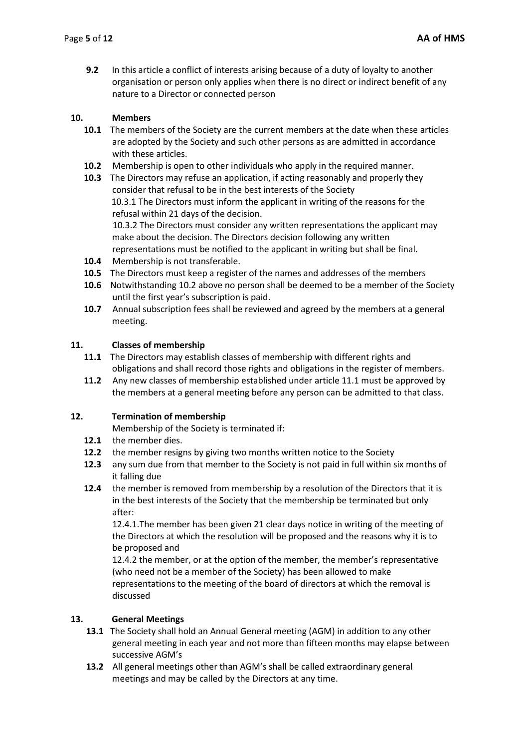**9.2** In this article a conflict of interests arising because of a duty of loyalty to another organisation or person only applies when there is no direct or indirect benefit of any nature to a Director or connected person

## 10. Members

**10.1** The members of the Society are the current members at the date when these articles are adopted by the Society and such other persons as are admitted in accordance with these articles.

**10.2** Membership is open to other individuals who apply in the required manner.

**10.3** The Directors may refuse an application, if acting reasonably and properly they consider that refusal to be in the best interests of the Society

10.3.1 The Directors must inform the applicant in writing of the reasons for the refusal within 21 days of the decision.

10.3.2 The Directors must consider any written representations the applicant may make about the decision. The Directors decision following any written representations must be notified to the applicant in writing but shall be final.

**10.4** Membership is not transferable.

**10.5** The Directors must keep a register of the names and addresses of the members

**10.6** Notwithstanding 10.2 above no person shall be deemed to be a member of the Society until the first year's subscription is paid.

**10.7** Annual subscription fees shall be reviewed and agreed by the members at a general meeting.

## 11. Classes of membership

**11.1** The Directors may establish classes of membership with different rights and obligations and shall record those rights and obligations in the register of members.

**11.2** Any new classes of membership established under article 11.1 must be approved by the members at a general meeting before any person can be admitted to that class.

## 12. Termination of membership

Membership of the Society is terminated if:

**12.1** the member dies.

**12.2** the member resigns by giving two months written notice to the Society

**12.3** any sum due from that member to the Society is not paid in full within six months of it falling due

**12.4** the member is removed from membership by a resolution of the Directors that it is in the best interests of the Society that the membership be terminated but only after:

12.4.1.The member has been given 21 clear days notice in writing of the meeting of the Directors at which the resolution will be proposed and the reasons why it is to be proposed and

12.4.2 the member, or at the option of the member, the member's representative (who need not be a member of the Society) has been allowed to make representations to the meeting of the board of directors at which the removal is discussed

## 13. General Meetings

**13.1** The Society shall hold an Annual General meeting (AGM) in addition to any other general meeting in each year and not more than fifteen months may elapse between successive AGM's

**13.2** All general meetings other than AGM's shall be called extraordinary general meetings and may be called by the Directors at any time.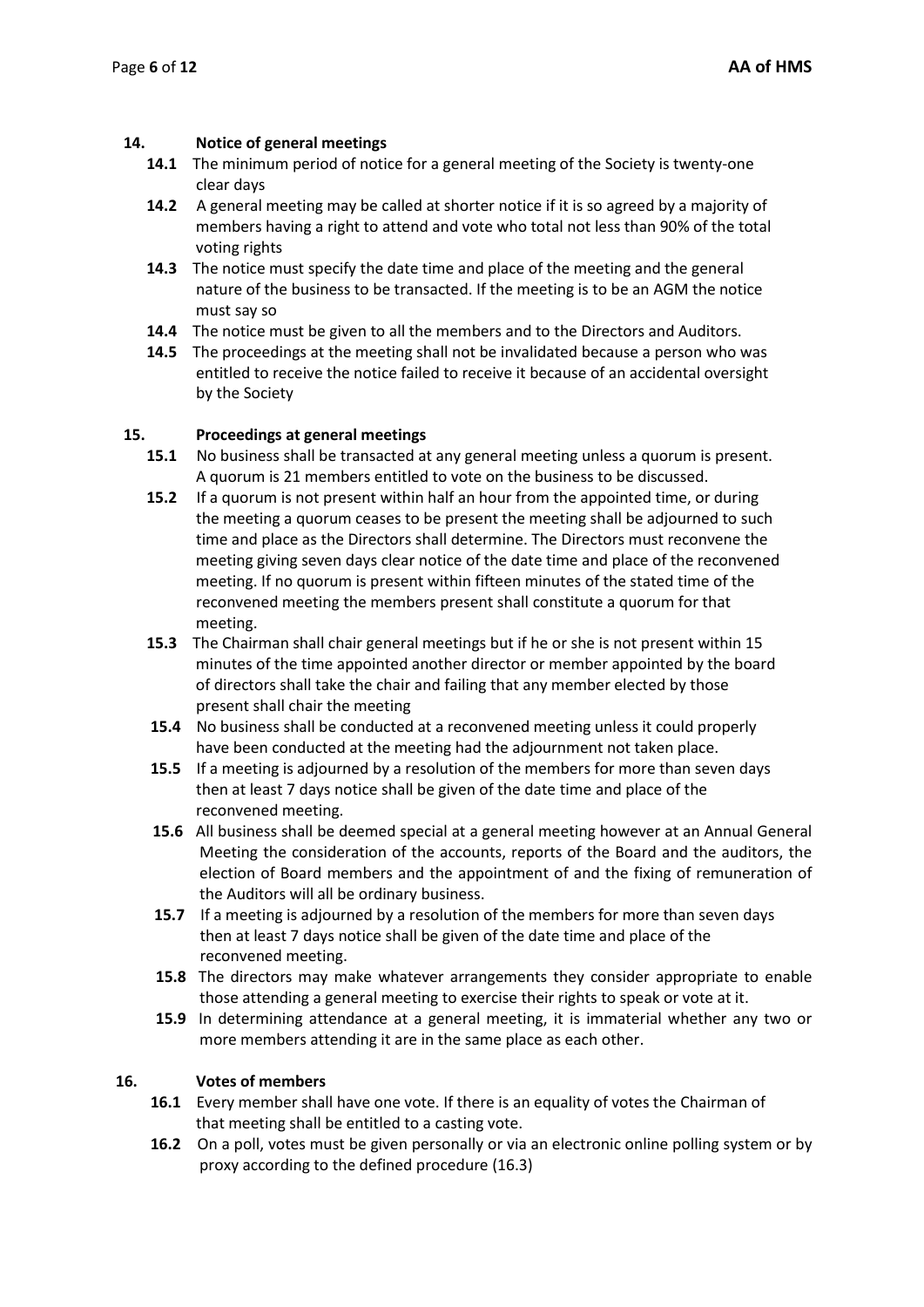## 14. Notice of general meetings

**14.1** The minimum period of notice for a general meeting of the Society is twenty-one clear days

**14.2** A general meeting may be called at shorter notice if it is so agreed by a majority of members having a right to attend and vote who total not less than 90% of the total voting rights

**14.3** The notice must specify the date time and place of the meeting and the general nature of the business to be transacted. If the meeting is to be an AGM the notice must say so

**14.4** The notice must be given to all the members and to the Directors and Auditors.

**14.5** The proceedings at the meeting shall not be invalidated because a person who was entitled to receive the notice failed to receive it because of an accidental oversight by the Society

## 15. Proceedings at general meetings

**15.1** No business shall be transacted at any general meeting unless a quorum is present. A quorum is 21 members entitled to vote on the business to be discussed.

**15.2** If a quorum is not present within half an hour from the appointed time, or during the meeting a quorum ceases to be present the meeting shall be adjourned to such time and place as the Directors shall determine. The Directors must reconvene the meeting giving seven days clear notice of the date time and place of the reconvened meeting. If no quorum is present within fifteen minutes of the stated time of the reconvened meeting the members present shall constitute a quorum for that meeting.

**15.3** The Chairman shall chair general meetings but if he or she is not present within 15 minutes of the time appointed another director or member appointed by the board of directors shall take the chair and failing that any member elected by those present shall chair the meeting

**15.4** No business shall be conducted at a reconvened meeting unless it could properly have been conducted at the meeting had the adjournment not taken place.

**15.5** If a meeting is adjourned by a resolution of the members for more than seven days then at least 7 days notice shall be given of the date time and place of the reconvened meeting.

**15.6** All business shall be deemed special at a general meeting however at an Annual General Meeting the consideration of the accounts, reports of the Board and the auditors, the election of Board members and the appointment of and the fixing of remuneration of the Auditors will all be ordinary business.

**15.7** If a meeting is adjourned by a resolution of the members for more than seven days then at least 7 days notice shall be given of the date time and place of the reconvened meeting.

**15.8** The directors may make whatever arrangements they consider appropriate to enable those attending a general meeting to exercise their rights to speak or vote at it.

**15.9** In determining attendance at a general meeting, it is immaterial whether any two or more members attending it are in the same place as each other.

## 16. Votes of members

**16.1** Every member shall have one vote. If there is an equality of votes the Chairman of that meeting shall be entitled to a casting vote.

**16.2** On a poll, votes must be given personally or via an electronic online polling system or by proxy according to the defined procedure (16.3)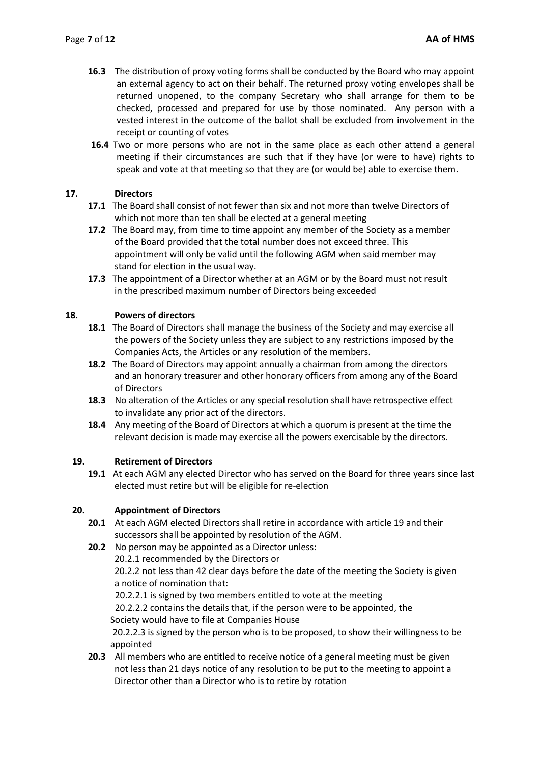**16.3** The distribution of proxy voting forms shall be conducted by the Board who may appoint an external agency to act on their behalf. The returned proxy voting envelopes shall be returned unopened, to the company Secretary who shall arrange for them to be checked, processed and prepared for use by those nominated. Any person with a vested interest in the outcome of the ballot shall be excluded from involvement in the receipt or counting of votes

**16.4** Two or more persons who are not in the same place as each other attend a general meeting if their circumstances are such that if they have (or were to have) rights to speak and vote at that meeting so that they are (or would be) able to exercise them.

## 17. Directors

**17.1** The Board shall consist of not fewer than six and not more than twelve Directors of which not more than ten shall be elected at a general meeting

**17.2** The Board may, from time to time appoint any member of the Society as a member of the Board provided that the total number does not exceed three. This appointment will only be valid until the following AGM when said member may stand for election in the usual way.

**17.3** The appointment of a Director whether at an AGM or by the Board must not result in the prescribed maximum number of Directors being exceeded

## 18. Powers of directors

**18.1** The Board of Directors shall manage the business of the Society and may exercise all the powers of the Society unless they are subject to any restrictions imposed by the Companies Acts, the Articles or any resolution of the members.

**18.2** The Board of Directors may appoint annually a chairman from among the directors and an honorary treasurer and other honorary officers from among any of the Board of Directors

**18.3** No alteration of the Articles or any special resolution shall have retrospective effect to invalidate any prior act of the directors.

**18.4** Any meeting of the Board of Directors at which a quorum is present at the time the relevant decision is made may exercise all the powers exercisable by the directors.

## 19. Retirement of Directors

**19.1** At each AGM any elected Director who has served on the Board for three years since last elected must retire but will be eligible for re-election

## 20. Appointment of Directors

**20.1** At each AGM elected Directors shall retire in accordance with article 19 and their successors shall be appointed by resolution of the AGM.

**20.2** No person may be appointed as a Director unless:

20.2.1 recommended by the Directors or

20.2.2 not less than 42 clear days before the date of the meeting the Society is given a notice of nomination that:

20.2.2.1 is signed by two members entitled to vote at the meeting

20.2.2.2 contains the details that, if the person were to be appointed, the Society would have to file at Companies House

20.2.2.3 is signed by the person who is to be proposed, to show their willingness to be appointed

**20.3** All members who are entitled to receive notice of a general meeting must be given not less than 21 days notice of any resolution to be put to the meeting to appoint a Director other than a Director who is to retire by rotation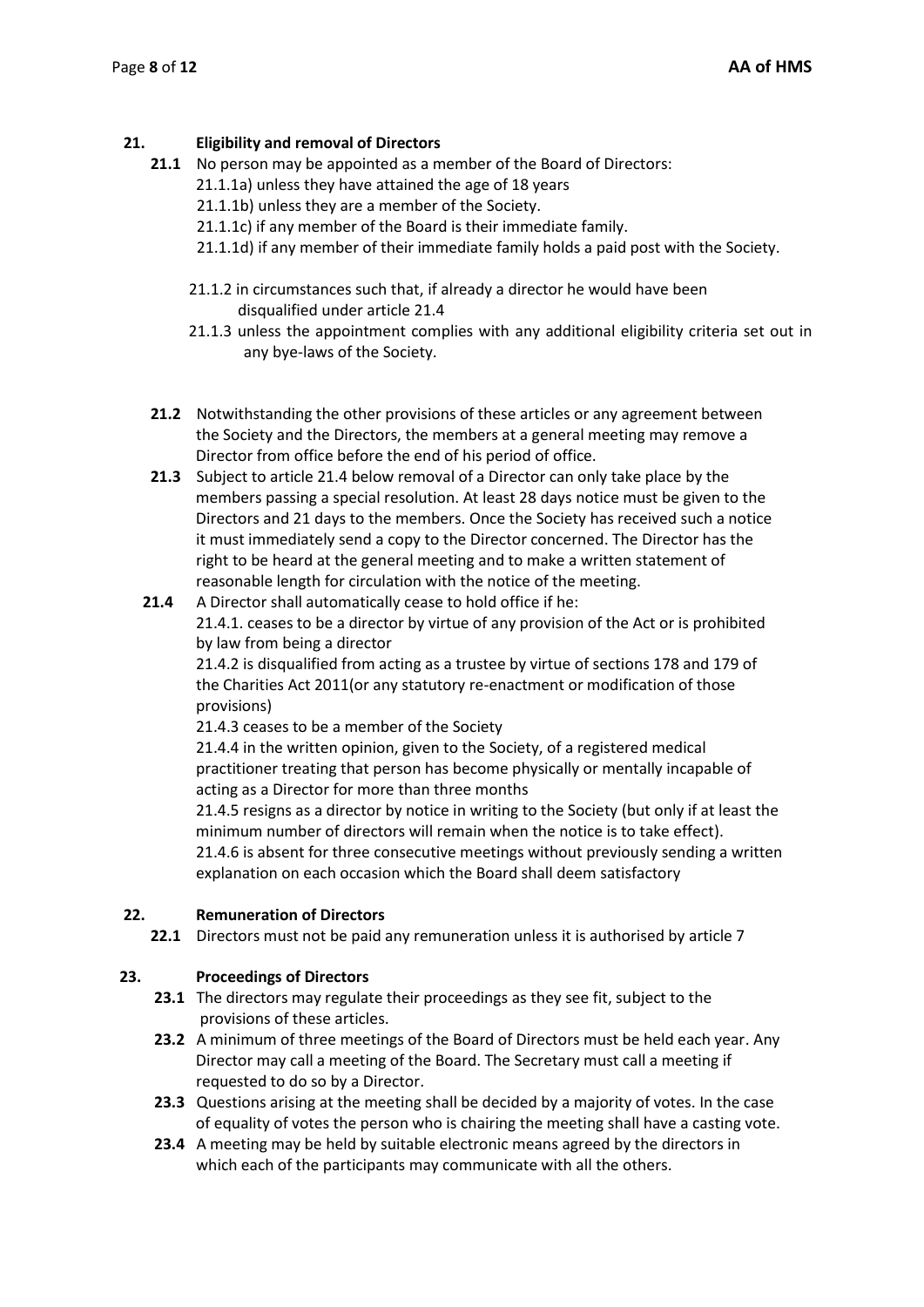## 21. Eligibility and removal of Directors

**21.1** No person may be appointed as a member of the Board of Directors:

21.1.1a) unless they have attained the age of 18 years

21.1.1b) unless they are a member of the Society.

21.1.1c) if any member of the Board is their immediate family.

21.1.1d) if any member of their immediate family holds a paid post with the Society.

21.1.2 in circumstances such that, if already a director he would have been disqualified under article 21.4

21.1.3 unless the appointment complies with any additional eligibility criteria set out in any bye-laws of the Society.

**21.2** Notwithstanding the other provisions of these articles or any agreement between the Society and the Directors, the members at a general meeting may remove a Director from office before the end of his period of office.

**21.3** Subject to article 21.4 below removal of a Director can only take place by the members passing a special resolution. At least 28 days notice must be given to the Directors and 21 days to the members. Once the Society has received such a notice it must immediately send a copy to the Director concerned. The Director has the right to be heard at the general meeting and to make a written statement of reasonable length for circulation with the notice of the meeting.

**21.4** A Director shall automatically cease to hold office if he:

21.4.1. ceases to be a director by virtue of any provision of the Act or is prohibited by law from being a director

21.4.2 is disqualified from acting as a trustee by virtue of sections 178 and 179 of the Charities Act 2011(or any statutory re-enactment or modification of those provisions)

21.4.3 ceases to be a member of the Society

21.4.4 in the written opinion, given to the Society, of a registered medical practitioner treating that person has become physically or mentally incapable of acting as a Director for more than three months

21.4.5 resigns as a director by notice in writing to the Society (but only if at least the minimum number of directors will remain when the notice is to take effect).

21.4.6 is absent for three consecutive meetings without previously sending a written explanation on each occasion which the Board shall deem satisfactory

## 22. Remuneration of Directors

**22.1** Directors must not be paid any remuneration unless it is authorised by article 7

## 23. Proceedings of Directors

**23.1** The directors may regulate their proceedings as they see fit, subject to the provisions of these articles.

**23.2** A minimum of three meetings of the Board of Directors must be held each year. Any Director may call a meeting of the Board. The Secretary must call a meeting if requested to do so by a Director.

**23.3** Questions arising at the meeting shall be decided by a majority of votes. In the case of equality of votes the person who is chairing the meeting shall have a casting vote.

**23.4** A meeting may be held by suitable electronic means agreed by the directors in which each of the participants may communicate with all the others.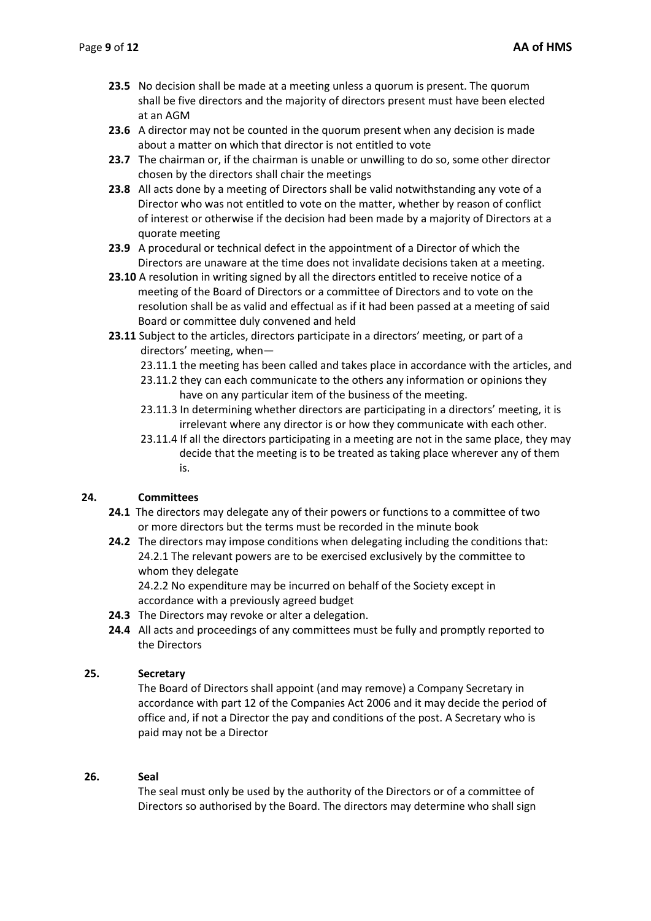**23.5** No decision shall be made at a meeting unless a quorum is present. The quorum shall be five directors and the majority of directors present must have been elected at an AGM

**23.6** A director may not be counted in the quorum present when any decision is made about a matter on which that director is not entitled to vote

**23.7** The chairman or, if the chairman is unable or unwilling to do so, some other director chosen by the directors shall chair the meetings

**23.8** All acts done by a meeting of Directors shall be valid notwithstanding any vote of a Director who was not entitled to vote on the matter, whether by reason of conflict of interest or otherwise if the decision had been made by a majority of Directors at a quorate meeting

**23.9** A procedural or technical defect in the appointment of a Director of which the Directors are unaware at the time does not invalidate decisions taken at a meeting.

**23.10** A resolution in writing signed by all the directors entitled to receive notice of a meeting of the Board of Directors or a committee of Directors and to vote on the resolution shall be as valid and effectual as if it had been passed at a meeting of said Board or committee duly convened and held

**23.11** Subject to the articles, directors participate in a directors' meeting, or part of a directors' meeting, when—

23.11.1 the meeting has been called and takes place in accordance with the articles, and

23.11.2 they can each communicate to the others any information or opinions they have on any particular item of the business of the meeting.

23.11.3 In determining whether directors are participating in a directors' meeting, it is irrelevant where any director is or how they communicate with each other.

23.11.4 If all the directors participating in a meeting are not in the same place, they may decide that the meeting is to be treated as taking place wherever any of them is.

## 24. Committees

**24.1** The directors may delegate any of their powers or functions to a committee of two or more directors but the terms must be recorded in the minute book

**24.2** The directors may impose conditions when delegating including the conditions that:

24.2.1 The relevant powers are to be exercised exclusively by the committee to whom they delegate

24.2.2 No expenditure may be incurred on behalf of the Society except in accordance with a previously agreed budget

**24.3** The Directors may revoke or alter a delegation.

**24.4** All acts and proceedings of any committees must be fully and promptly reported to the Directors

## 25. Secretary

The Board of Directors shall appoint (and may remove) a Company Secretary in accordance with part 12 of the Companies Act 2006 and it may decide the period of office and, if not a Director the pay and conditions of the post. A Secretary who is paid may not be a Director

## 26. Seal

The seal must only be used by the authority of the Directors or of a committee of Directors so authorised by the Board. The directors may determine who shall sign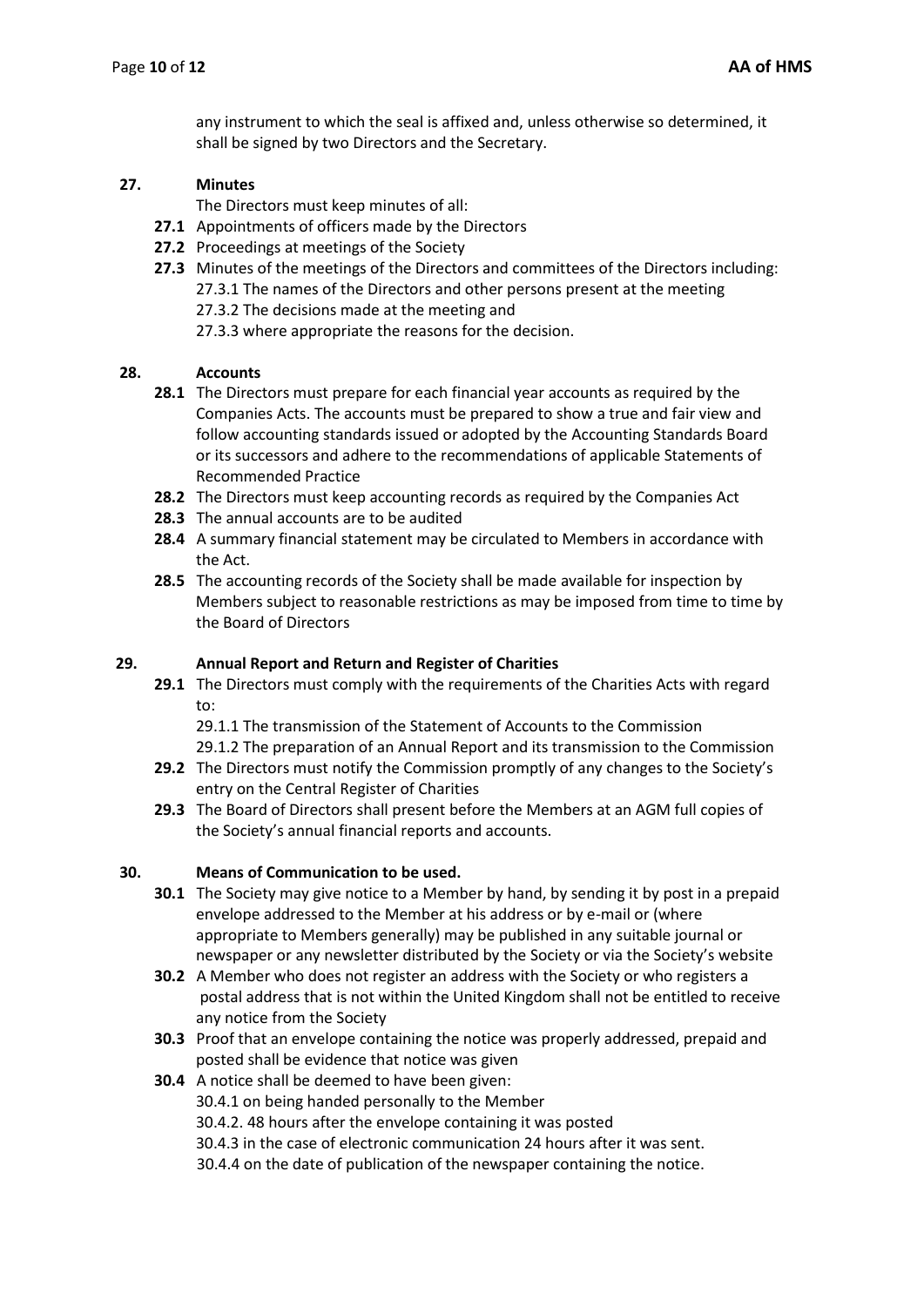any instrument to which the seal is affixed and, unless otherwise so determined, it shall be signed by two Directors and the Secretary.

**27. Minutes**

The Directors must keep minutes of all:

**27.1** Appointments of officers made by the Directors

**27.2** Proceedings at meetings of the Society

**27.3** Minutes of the meetings of the Directors and committees of the Directors including:

27.3.1 The names of the Directors and other persons present at the meeting

27.3.2 The decisions made at the meeting and

27.3.3 where appropriate the reasons for the decision.

**28. Accounts**

**28.1** The Directors must prepare for each financial year accounts as required by the Companies Acts. The accounts must be prepared to show a true and fair view and follow accounting standards issued or adopted by the Accounting Standards Board or its successors and adhere to the recommendations of applicable Statements of Recommended Practice

**28.2** The Directors must keep accounting records as required by the Companies Act

**28.3** The annual accounts are to be audited

**28.4** A summary financial statement may be circulated to Members in accordance with the Act.

**28.5** The accounting records of the Society shall be made available for inspection by Members subject to reasonable restrictions as may be imposed from time to time by the Board of Directors

**29. Annual Report and Return and Register of Charities**

**29.1** The Directors must comply with the requirements of the Charities Acts with regard to:

29.1.1 The transmission of the Statement of Accounts to the Commission

29.1.2 The preparation of an Annual Report and its transmission to the Commission

**29.2** The Directors must notify the Commission promptly of any changes to the Society's entry on the Central Register of Charities

**29.3** The Board of Directors shall present before the Members at an AGM full copies of the Society's annual financial reports and accounts.

**30. Means of Communication to be used.**

**30.1** The Society may give notice to a Member by hand, by sending it by post in a prepaid envelope addressed to the Member at his address or by e-mail or (where appropriate to Members generally) may be published in any suitable journal or newspaper or any newsletter distributed by the Society or via the Society's website

**30.2** A Member who does not register an address with the Society or who registers a postal address that is not within the United Kingdom shall not be entitled to receive any notice from the Society

**30.3** Proof that an envelope containing the notice was properly addressed, prepaid and posted shall be evidence that notice was given

**30.4** A notice shall be deemed to have been given:

30.4.1 on being handed personally to the Member

30.4.2. 48 hours after the envelope containing it was posted

30.4.3 in the case of electronic communication 24 hours after it was sent.

30.4.4 on the date of publication of the newspaper containing the notice.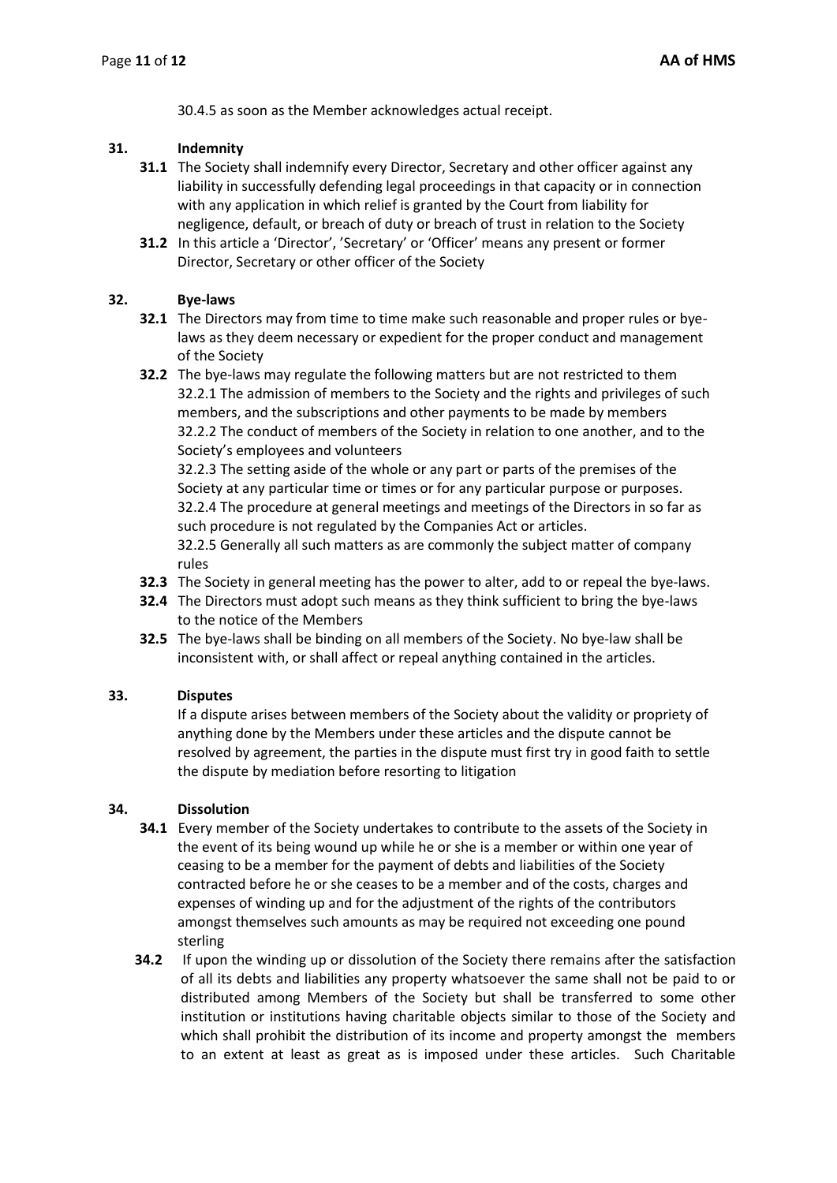30.4.5 as soon as the Member acknowledges actual receipt.

## 31. Indemnity

**31.1** The Society shall indemnify every Director, Secretary and other officer against any liability in successfully defending legal proceedings in that capacity or in connection with any application in which relief is granted by the Court from liability for negligence, default, or breach of duty or breach of trust in relation to the Society

**31.2** In this article a 'Director', 'Secretary' or 'Officer' means any present or former Director, Secretary or other officer of the Society

## 32. Bye-laws

**32.1** The Directors may from time to time make such reasonable and proper rules or bye-laws as they deem necessary or expedient for the proper conduct and management of the Society

**32.2** The bye-laws may regulate the following matters but are not restricted to them

32.2.1 The admission of members to the Society and the rights and privileges of such members, and the subscriptions and other payments to be made by members

32.2.2 The conduct of members of the Society in relation to one another, and to the Society's employees and volunteers

32.2.3 The setting aside of the whole or any part or parts of the premises of the Society at any particular time or times or for any particular purpose or purposes.

32.2.4 The procedure at general meetings and meetings of the Directors in so far as such procedure is not regulated by the Companies Act or articles.

32.2.5 Generally all such matters as are commonly the subject matter of company rules

**32.3** The Society in general meeting has the power to alter, add to or repeal the bye-laws.

**32.4** The Directors must adopt such means as they think sufficient to bring the bye-laws to the notice of the Members

**32.5** The bye-laws shall be binding on all members of the Society. No bye-law shall be inconsistent with, or shall affect or repeal anything contained in the articles.

## 33. Disputes

If a dispute arises between members of the Society about the validity or propriety of anything done by the Members under these articles and the dispute cannot be resolved by agreement, the parties in the dispute must first try in good faith to settle the dispute by mediation before resorting to litigation

## 34. Dissolution

**34.1** Every member of the Society undertakes to contribute to the assets of the Society in the event of its being wound up while he or she is a member or within one year of ceasing to be a member for the payment of debts and liabilities of the Society contracted before he or she ceases to be a member and of the costs, charges and expenses of winding up and for the adjustment of the rights of the contributors amongst themselves such amounts as may be required not exceeding one pound sterling

**34.2** If upon the winding up or dissolution of the Society there remains after the satisfaction of all its debts and liabilities any property whatsoever the same shall not be paid to or distributed among Members of the Society but shall be transferred to some other institution or institutions having charitable objects similar to those of the Society and which shall prohibit the distribution of its income and property amongst the members to an extent at least as great as is imposed under these articles. Such Charitable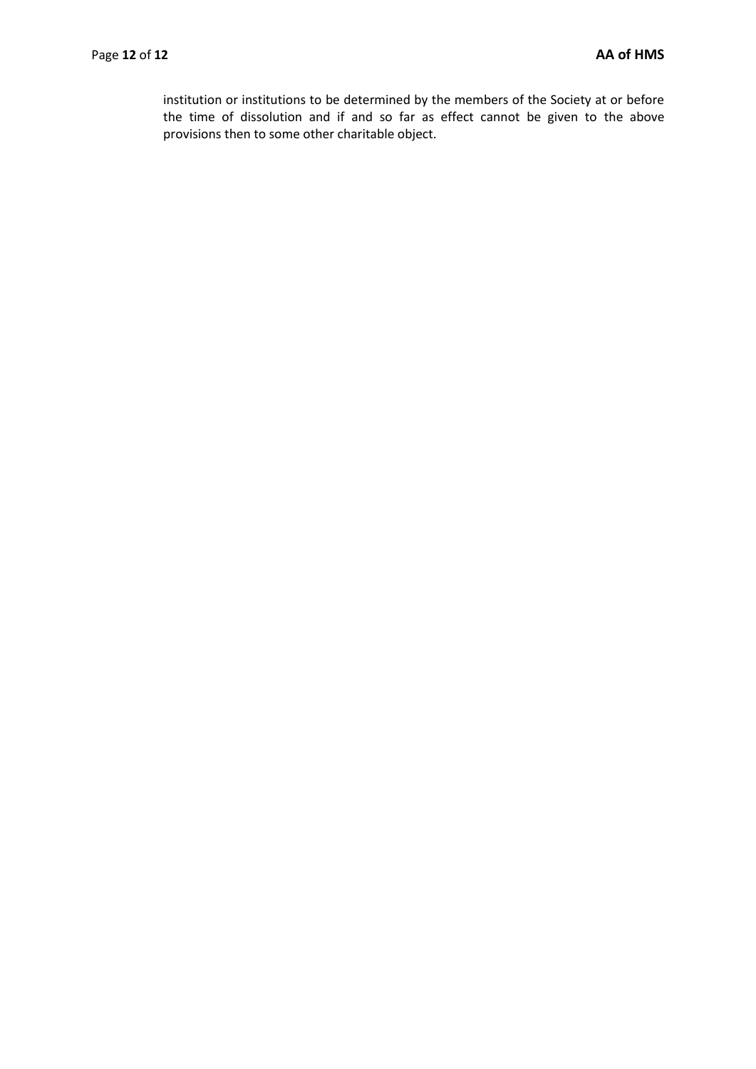institution or institutions to be determined by the members of the Society at or before the time of dissolution and if and so far as effect cannot be given to the above provisions then to some other charitable object.